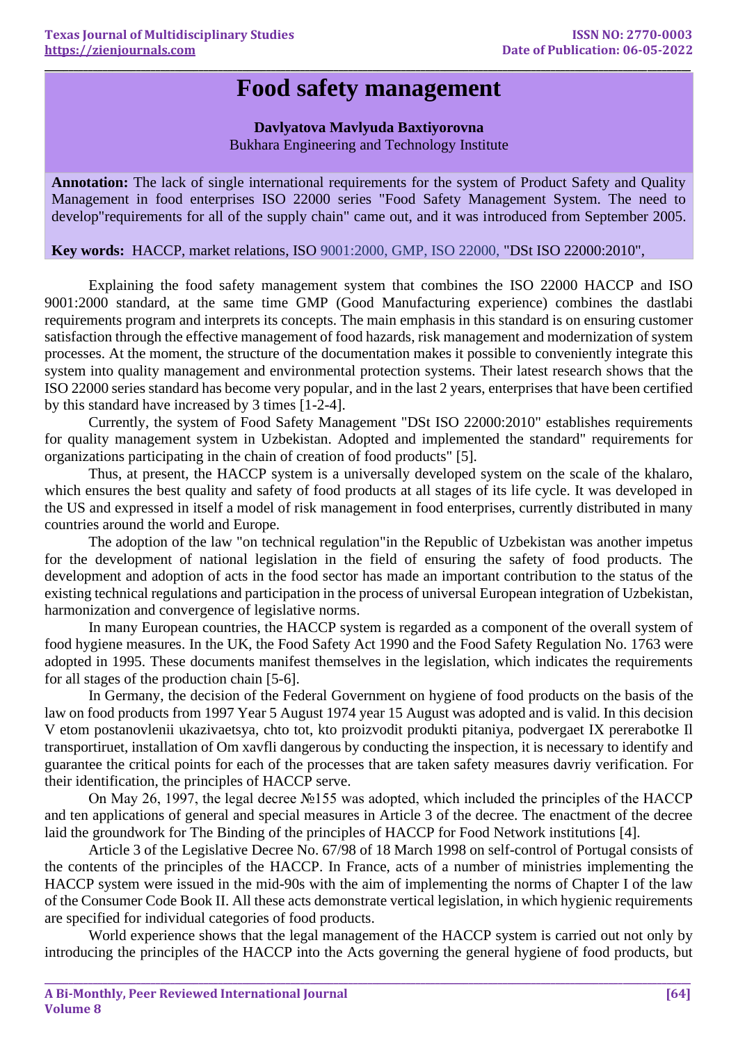# Food safety management

**Davlyatova Mavlyuda Baxtiyorovna**

Bukhara Engineering and Technology Institute

**Annotation:** The lack of single international requirements for the system of Product Safety and Quality Management in food enterprises ISO 22000 series "Food Safety Management System. The need to develop"requirements for all of the supply chain" came out, and it was introduced from September 2005.

**Key words:** HACCP, market relations, ISO 9001:2000, GMP, ISO 22000, "DSt ISO 22000:2010",

Explaining the food safety management system that combines the ISO 22000 HACCP and ISO 9001:2000 standard, at the same time GMP (Good Manufacturing experience) combines the dastlabi requirements program and interprets its concepts. The main emphasis in this standard is on ensuring customer satisfaction through the effective management of food hazards, risk management and modernization of system processes. At the moment, the structure of the documentation makes it possible to conveniently integrate this system into quality management and environmental protection systems. Their latest research shows that the ISO 22000 series standard has become very popular, and in the last 2 years, enterprises that have been certified by this standard have increased by 3 times [1-2-4].

Currently, the system of Food Safety Management "DSt ISO 22000:2010" establishes requirements for quality management system in Uzbekistan. Adopted and implemented the standard" requirements for organizations participating in the chain of creation of food products" [5].

Thus, at present, the HACCP system is a universally developed system on the scale of the khalaro, which ensures the best quality and safety of food products at all stages of its life cycle. It was developed in the US and expressed in itself a model of risk management in food enterprises, currently distributed in many countries around the world and Europe.

The adoption of the law "on technical regulation"in the Republic of Uzbekistan was another impetus for the development of national legislation in the field of ensuring the safety of food products. The development and adoption of acts in the food sector has made an important contribution to the status of the existing technical regulations and participation in the process of universal European integration of Uzbekistan, harmonization and convergence of legislative norms.

In many European countries, the HACCP system is regarded as a component of the overall system of food hygiene measures. In the UK, the Food Safety Act 1990 and the Food Safety Regulation No. 1763 were adopted in 1995. These documents manifest themselves in the legislation, which indicates the requirements for all stages of the production chain [5-6].

In Germany, the decision of the Federal Government on hygiene of food products on the basis of the law on food products from 1997 Year 5 August 1974 year 15 August was adopted and is valid. In this decision V etom postanovlenii ukazivaetsya, chto tot, kto proizvodit produkti pitaniya, podvergaet IX pererabotke Il transportiruet, installation of Om xavfli dangerous by conducting the inspection, it is necessary to identify and guarantee the critical points for each of the processes that are taken safety measures davriy verification. For their identification, the principles of HACCP serve.

On May 26, 1997, the legal decree №155 was adopted, which included the principles of the HACCP and ten applications of general and special measures in Article 3 of the decree. The enactment of the decree laid the groundwork for The Binding of the principles of HACCP for Food Network institutions [4].

Article 3 of the Legislative Decree No. 67/98 of 18 March 1998 on self-control of Portugal consists of the contents of the principles of the HACCP. In France, acts of a number of ministries implementing the HACCP system were issued in the mid-90s with the aim of implementing the norms of Chapter I of the law of the Consumer Code Book II. All these acts demonstrate vertical legislation, in which hygienic requirements are specified for individual categories of food products.

World experience shows that the legal management of the HACCP system is carried out not only by introducing the principles of the HACCP into the Acts governing the general hygiene of food products, but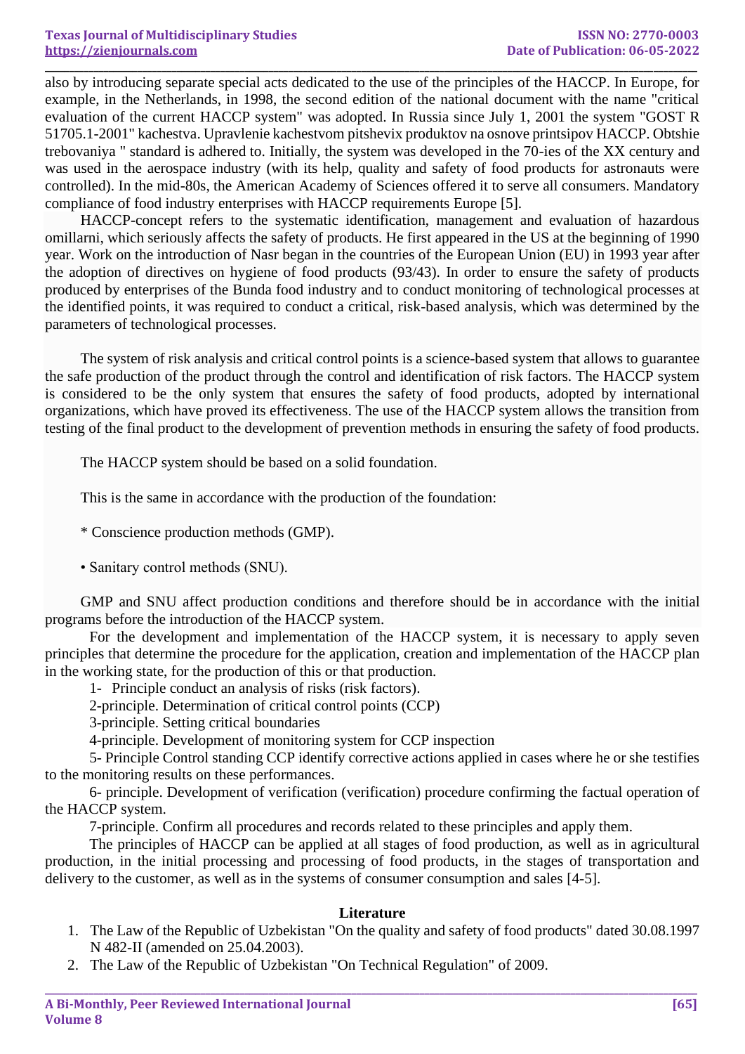also by introducing separate special acts dedicated to the use of the principles of the HACCP. In Europe, for example, in the Netherlands, in 1998, the second edition of the national document with the name "critical evaluation of the current HACCP system" was adopted. In Russia since July 1, 2001 the system "GOST R 51705.1-2001" kachestva. Upravlenie kachestvom pitshevix produktov na osnove printsipov HACCP. Obtshie trebovaniya " standard is adhered to. Initially, the system was developed in the 70-ies of the XX century and was used in the aerospace industry (with its help, quality and safety of food products for astronauts were controlled). In the mid-80s, the American Academy of Sciences offered it to serve all consumers. Mandatory compliance of food industry enterprises with HACCP requirements Europe [5].

HACCP-concept refers to the systematic identification, management and evaluation of hazardous omillarni, which seriously affects the safety of products. He first appeared in the US at the beginning of 1990 year. Work on the introduction of Nasr began in the countries of the European Union (EU) in 1993 year after the adoption of directives on hygiene of food products (93/43). In order to ensure the safety of products produced by enterprises of the Bunda food industry and to conduct monitoring of technological processes at the identified points, it was required to conduct a critical, risk-based analysis, which was determined by the parameters of technological processes.

The system of risk analysis and critical control points is a science-based system that allows to guarantee the safe production of the product through the control and identification of risk factors. The HACCP system is considered to be the only system that ensures the safety of food products, adopted by international organizations, which have proved its effectiveness. The use of the HACCP system allows the transition from testing of the final product to the development of prevention methods in ensuring the safety of food products.

The HACCP system should be based on a solid foundation.

This is the same in accordance with the production of the foundation:

* Conscience production methods (GMP).

• Sanitary control methods (SNU).

GMP and SNU affect production conditions and therefore should be in accordance with the initial programs before the introduction of the HACCP system.

For the development and implementation of the HACCP system, it is necessary to apply seven principles that determine the procedure for the application, creation and implementation of the HACCP plan in the working state, for the production of this or that production.

1- Principle conduct an analysis of risks (risk factors).

2-principle. Determination of critical control points (CCP)

3-principle. Setting critical boundaries

4-principle. Development of monitoring system for CCP inspection

5- Principle Control standing CCP identify corrective actions applied in cases where he or she testifies to the monitoring results on these performances.

6- principle. Development of verification (verification) procedure confirming the factual operation of the HACCP system.

7-principle. Confirm all procedures and records related to these principles and apply them.

The principles of HACCP can be applied at all stages of food production, as well as in agricultural production, in the initial processing and processing of food products, in the stages of transportation and delivery to the customer, as well as in the systems of consumer consumption and sales [4-5].

**Literature**

1. The Law of the Republic of Uzbekistan "On the quality and safety of food products" dated 30.08.1997 N 482-II (amended on 25.04.2003).
2. The Law of the Republic of Uzbekistan "On Technical Regulation" of 2009.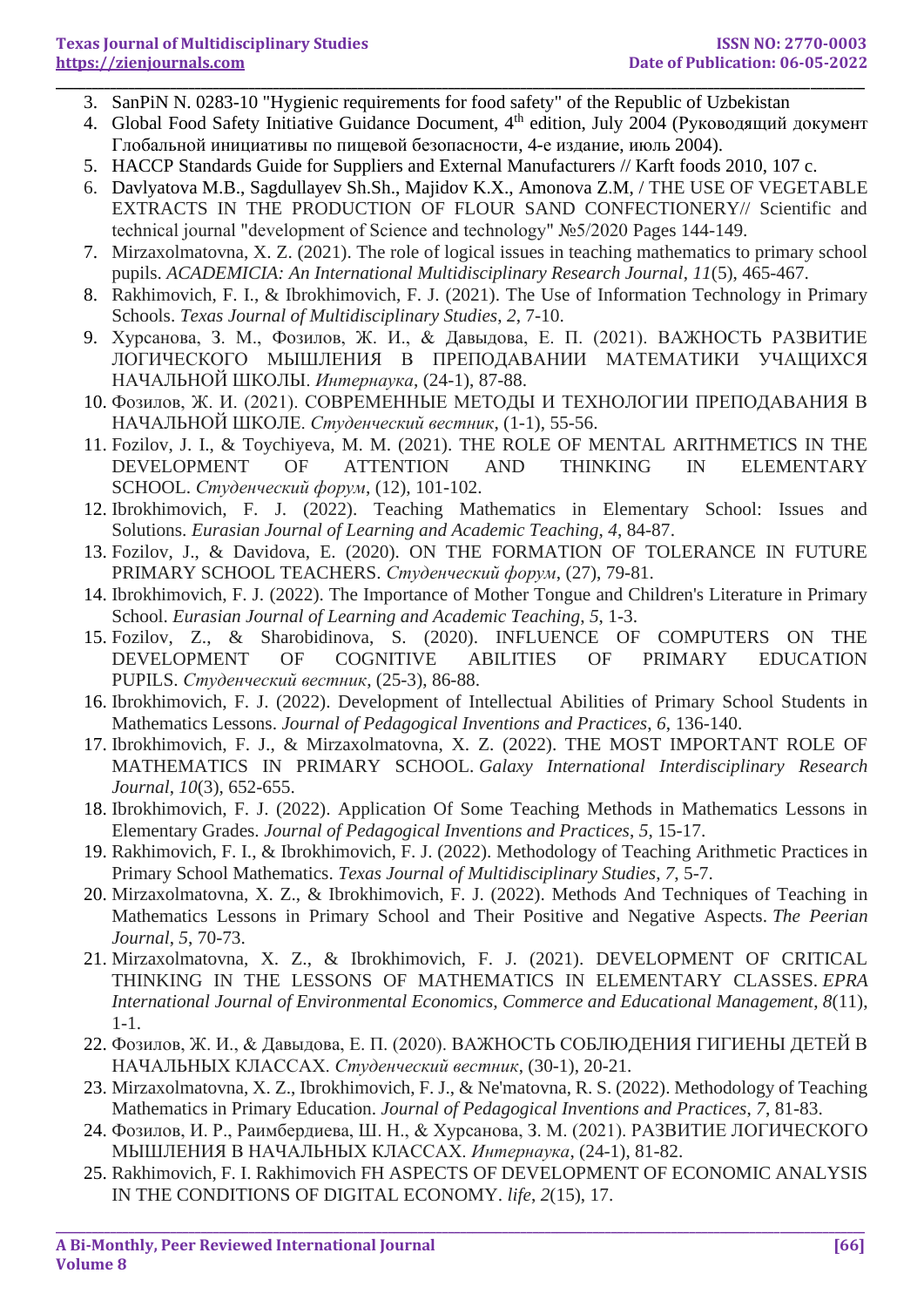3. SanPiN N. 0283-10 "Hygienic requirements for food safety" of the Republic of Uzbekistan
4. Global Food Safety Initiative Guidance Document, 4th edition, July 2004 (Руководящий документ Глобальной инициативы по пищевой безопасности, 4-е издание, июль 2004).
5. HACCP Standards Guide for Suppliers and External Manufacturers // Karft foods 2010, 107 с.
6. Davlyatova M.B., Sagdullayev Sh.Sh., Majidov K.X., Amonova Z.M, / THE USE OF VEGETABLE EXTRACTS IN THE PRODUCTION OF FLOUR SAND CONFECTIONERY// Scientific and technical journal "development of Science and technology" №5/2020 Pages 144-149.
7. Mirzaxolmatovna, X. Z. (2021). The role of logical issues in teaching mathematics to primary school pupils. *ACADEMICIA: An International Multidisciplinary Research Journal*, *11*(5), 465-467.
8. Rakhimovich, F. I., & Ibrokhimovich, F. J. (2021). The Use of Information Technology in Primary Schools. *Texas Journal of Multidisciplinary Studies*, *2*, 7-10.
9. Хурсанова, З. М., Фозилов, Ж. И., & Давыдова, Е. П. (2021). ВАЖНОСТЬ РАЗВИТИЕ ЛОГИЧЕСКОГО МЫШЛЕНИЯ В ПРЕПОДАВАНИИ МАТЕМАТИКИ УЧАЩИХСЯ НАЧАЛЬНОЙ ШКОЛЫ. *Интернаука*, (24-1), 87-88.
10. Фозилов, Ж. И. (2021). СОВРЕМЕННЫЕ МЕТОДЫ И ТЕХНОЛОГИИ ПРЕПОДАВАНИЯ В НАЧАЛЬНОЙ ШКОЛЕ. *Студенческий вестник*, (1-1), 55-56.
11. Fozilov, J. I., & Toychiyeva, M. M. (2021). THE ROLE OF MENTAL ARITHMETICS IN THE DEVELOPMENT OF ATTENTION AND THINKING IN ELEMENTARY SCHOOL. *Студенческий форум*, (12), 101-102.
12. Ibrokhimovich, F. J. (2022). Teaching Mathematics in Elementary School: Issues and Solutions. *Eurasian Journal of Learning and Academic Teaching*, *4*, 84-87.
13. Fozilov, J., & Davidova, E. (2020). ON THE FORMATION OF TOLERANCE IN FUTURE PRIMARY SCHOOL TEACHERS. *Студенческий форум*, (27), 79-81.
14. Ibrokhimovich, F. J. (2022). The Importance of Mother Tongue and Children's Literature in Primary School. *Eurasian Journal of Learning and Academic Teaching*, *5*, 1-3.
15. Fozilov, Z., & Sharobidinova, S. (2020). INFLUENCE OF COMPUTERS ON THE DEVELOPMENT OF COGNITIVE ABILITIES OF PRIMARY EDUCATION PUPILS. *Студенческий вестник*, (25-3), 86-88.
16. Ibrokhimovich, F. J. (2022). Development of Intellectual Abilities of Primary School Students in Mathematics Lessons. *Journal of Pedagogical Inventions and Practices*, *6*, 136-140.
17. Ibrokhimovich, F. J., & Mirzaxolmatovna, X. Z. (2022). THE MOST IMPORTANT ROLE OF MATHEMATICS IN PRIMARY SCHOOL. *Galaxy International Interdisciplinary Research Journal*, *10*(3), 652-655.
18. Ibrokhimovich, F. J. (2022). Application Of Some Teaching Methods in Mathematics Lessons in Elementary Grades. *Journal of Pedagogical Inventions and Practices*, *5*, 15-17.
19. Rakhimovich, F. I., & Ibrokhimovich, F. J. (2022). Methodology of Teaching Arithmetic Practices in Primary School Mathematics. *Texas Journal of Multidisciplinary Studies*, *7*, 5-7.
20. Mirzaxolmatovna, X. Z., & Ibrokhimovich, F. J. (2022). Methods And Techniques of Teaching in Mathematics Lessons in Primary School and Their Positive and Negative Aspects. *The Peerian Journal*, *5*, 70-73.
21. Mirzaxolmatovna, X. Z., & Ibrokhimovich, F. J. (2021). DEVELOPMENT OF CRITICAL THINKING IN THE LESSONS OF MATHEMATICS IN ELEMENTARY CLASSES. *EPRA International Journal of Environmental Economics, Commerce and Educational Management*, *8*(11), 1-1.
22. Фозилов, Ж. И., & Давыдова, Е. П. (2020). ВАЖНОСТЬ СОБЛЮДЕНИЯ ГИГИЕНЫ ДЕТЕЙ В НАЧАЛЬНЫХ КЛАССАХ. *Студенческий вестник*, (30-1), 20-21.
23. Mirzaxolmatovna, X. Z., Ibrokhimovich, F. J., & Ne'matovna, R. S. (2022). Methodology of Teaching Mathematics in Primary Education. *Journal of Pedagogical Inventions and Practices*, *7*, 81-83.
24. Фозилов, И. Р., Раимбердиева, Ш. Н., & Хурсанова, З. М. (2021). РАЗВИТИЕ ЛОГИЧЕСКОГО МЫШЛЕНИЯ В НАЧАЛЬНЫХ КЛАССАХ. *Интернаука*, (24-1), 81-82.
25. Rakhimovich, F. I. Rakhimovich FH ASPECTS OF DEVELOPMENT OF ECONOMIC ANALYSIS IN THE CONDITIONS OF DIGITAL ECONOMY. *life*, *2*(15), 17.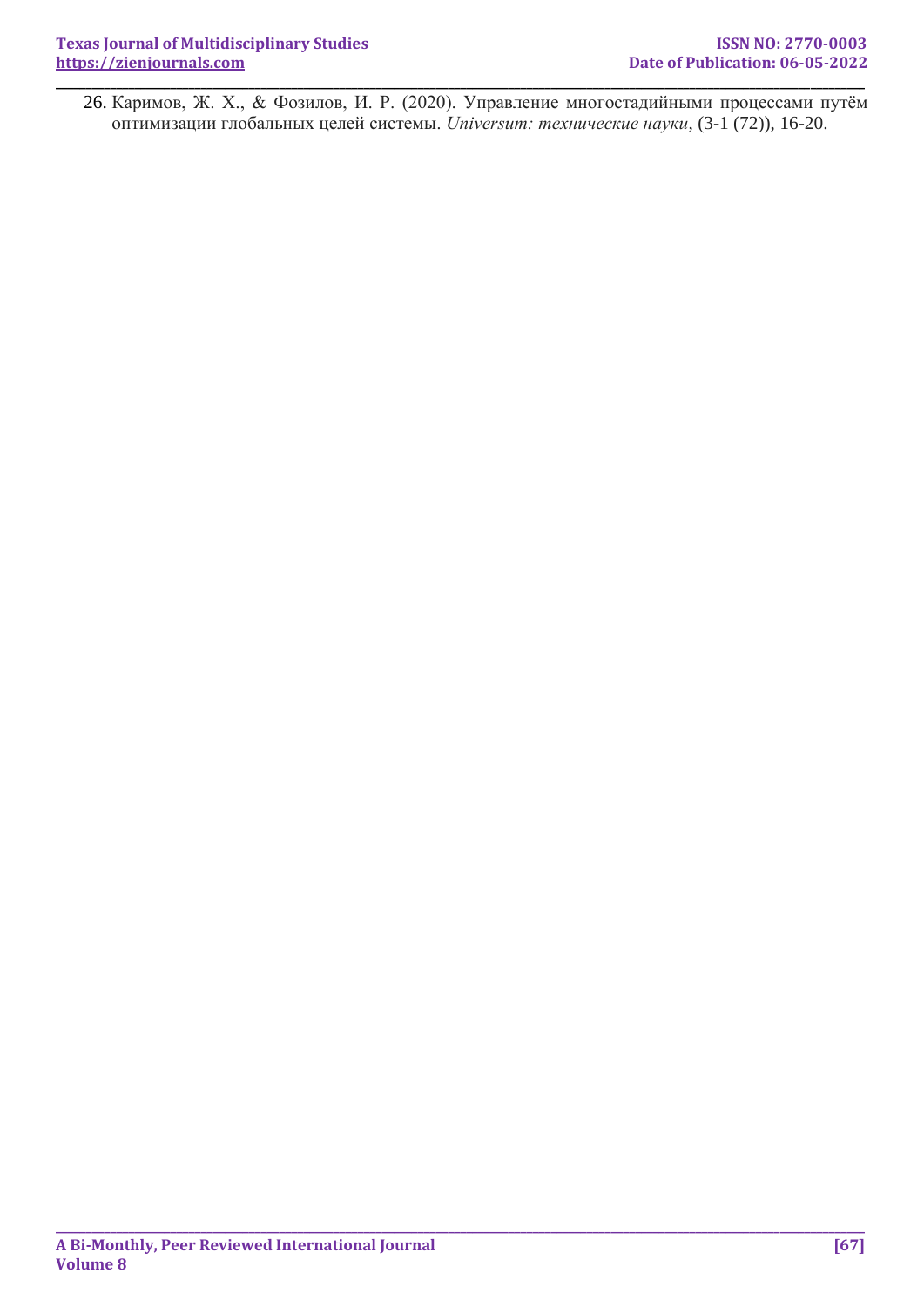26. Каримов, Ж. Х., & Фозилов, И. Р. (2020). Управление многостадийными процессами путём оптимизации глобальных целей системы. *Universum: технические науки*, (3-1 (72)), 16-20.